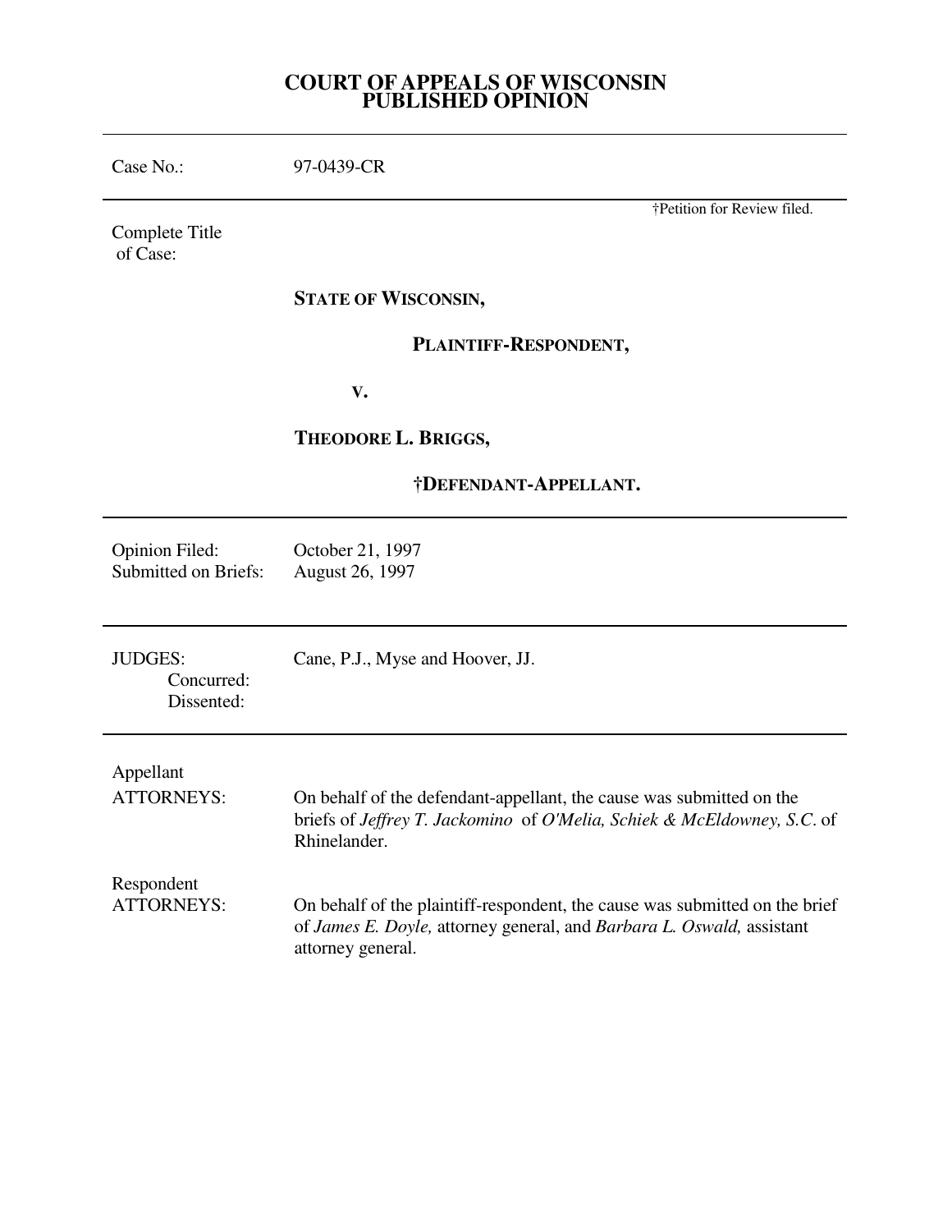# COURT OF APPEALS OF WISCONSIN
## PUBLISHED OPINION

---

Case No.: 97-0439-CR

---

†Petition for Review filed.

Complete Title of Case:

**STATE OF WISCONSIN,**

**PLAINTIFF-RESPONDENT,**

**V.**

**THEODORE L. BRIGGS,**

**†DEFENDANT-APPELLANT.**

---

Opinion Filed: October 21, 1997
Submitted on Briefs: August 26, 1997

---

JUDGES: Cane, P.J., Myse and Hoover, JJ.
Concurred:
Dissented:

---

Appellant
ATTORNEYS: On behalf of the defendant-appellant, the cause was submitted on the briefs of *Jeffrey T. Jackomino* of *O'Melia, Schiek & McEldowney, S.C*. of Rhinelander.

Respondent
ATTORNEYS: On behalf of the plaintiff-respondent, the cause was submitted on the brief of *James E. Doyle,* attorney general, and *Barbara L. Oswald,* assistant attorney general.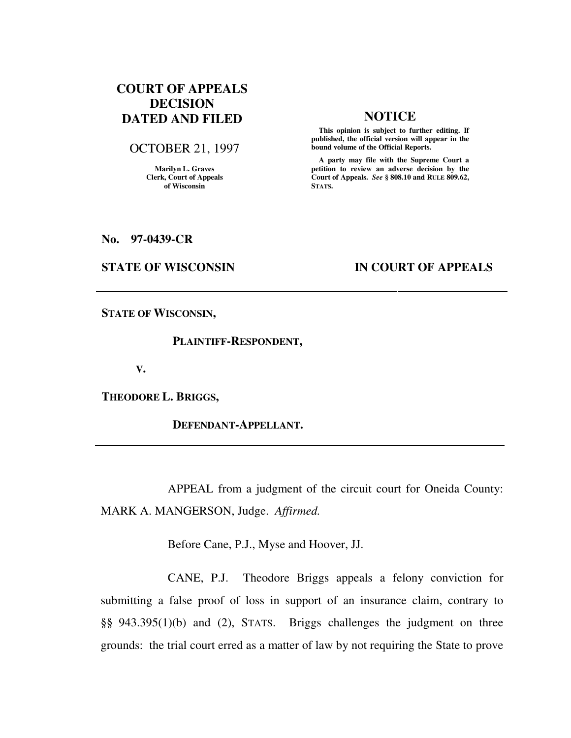**COURT OF APPEALS DECISION DATED AND FILED**

OCTOBER 21, 1997

Marilyn L. Graves
Clerk, Court of Appeals
of Wisconsin

**NOTICE**

**This opinion is subject to further editing. If published, the official version will appear in the bound volume of the Official Reports.**

**A party may file with the Supreme Court a petition to review an adverse decision by the Court of Appeals.** ***See*** **§ 808.10 and RULE 809.62, STATS.**

**No. 97-0439-CR**

**STATE OF WISCONSIN** **IN COURT OF APPEALS**

---

**STATE OF WISCONSIN,**

**PLAINTIFF-RESPONDENT,**

**V.**

**THEODORE L. BRIGGS,**

**DEFENDANT-APPELLANT.**

---

APPEAL from a judgment of the circuit court for Oneida County: MARK A. MANGERSON, Judge. *Affirmed.*

Before Cane, P.J., Myse and Hoover, JJ.

CANE, P.J. Theodore Briggs appeals a felony conviction for submitting a false proof of loss in support of an insurance claim, contrary to §§ 943.395(1)(b) and (2), STATS. Briggs challenges the judgment on three grounds: the trial court erred as a matter of law by not requiring the State to prove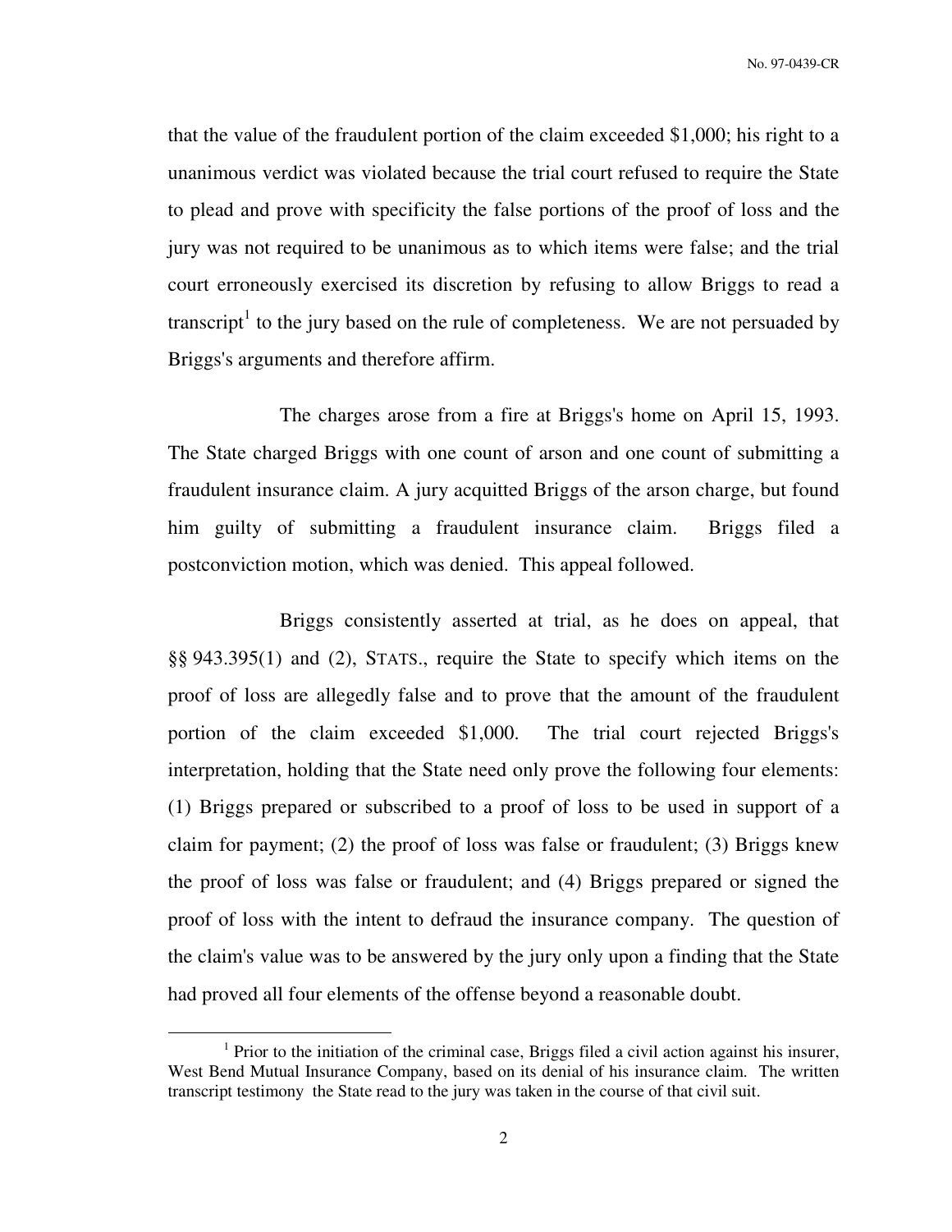that the value of the fraudulent portion of the claim exceeded $1,000; his right to a unanimous verdict was violated because the trial court refused to require the State to plead and prove with specificity the false portions of the proof of loss and the jury was not required to be unanimous as to which items were false; and the trial court erroneously exercised its discretion by refusing to allow Briggs to read a transcript[1] to the jury based on the rule of completeness. We are not persuaded by Briggs's arguments and therefore affirm.

The charges arose from a fire at Briggs's home on April 15, 1993. The State charged Briggs with one count of arson and one count of submitting a fraudulent insurance claim. A jury acquitted Briggs of the arson charge, but found him guilty of submitting a fraudulent insurance claim. Briggs filed a postconviction motion, which was denied. This appeal followed.

Briggs consistently asserted at trial, as he does on appeal, that §§ 943.395(1) and (2), STATS., require the State to specify which items on the proof of loss are allegedly false and to prove that the amount of the fraudulent portion of the claim exceeded $1,000. The trial court rejected Briggs's interpretation, holding that the State need only prove the following four elements: (1) Briggs prepared or subscribed to a proof of loss to be used in support of a claim for payment; (2) the proof of loss was false or fraudulent; (3) Briggs knew the proof of loss was false or fraudulent; and (4) Briggs prepared or signed the proof of loss with the intent to defraud the insurance company. The question of the claim's value was to be answered by the jury only upon a finding that the State had proved all four elements of the offense beyond a reasonable doubt.

[1] Prior to the initiation of the criminal case, Briggs filed a civil action against his insurer, West Bend Mutual Insurance Company, based on its denial of his insurance claim. The written transcript testimony the State read to the jury was taken in the course of that civil suit.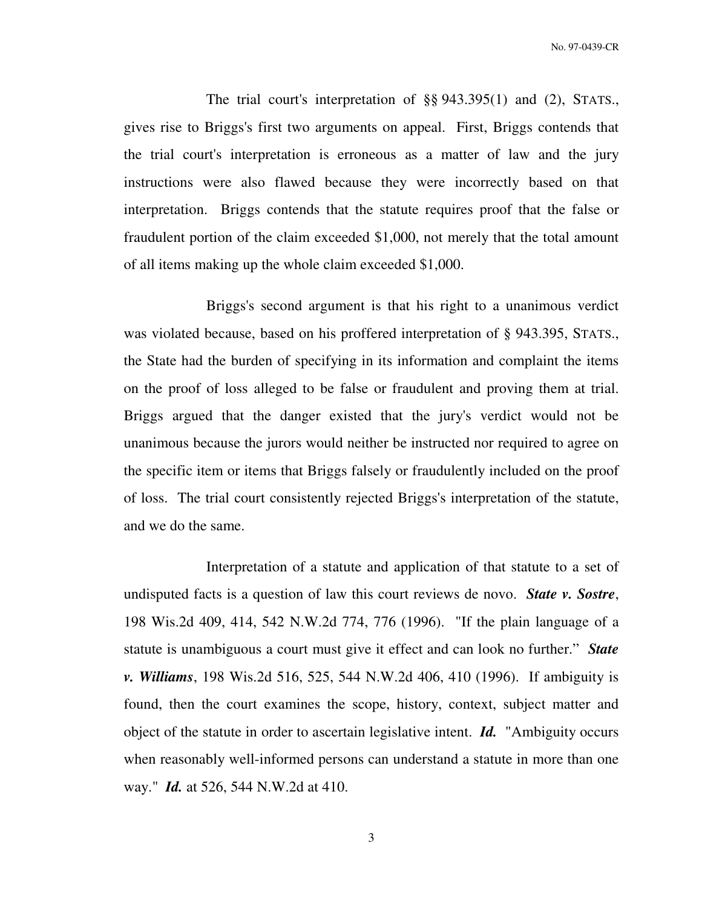The trial court's interpretation of §§ 943.395(1) and (2), STATS., gives rise to Briggs's first two arguments on appeal. First, Briggs contends that the trial court's interpretation is erroneous as a matter of law and the jury instructions were also flawed because they were incorrectly based on that interpretation. Briggs contends that the statute requires proof that the false or fraudulent portion of the claim exceeded $1,000, not merely that the total amount of all items making up the whole claim exceeded $1,000.

Briggs's second argument is that his right to a unanimous verdict was violated because, based on his proffered interpretation of § 943.395, STATS., the State had the burden of specifying in its information and complaint the items on the proof of loss alleged to be false or fraudulent and proving them at trial. Briggs argued that the danger existed that the jury's verdict would not be unanimous because the jurors would neither be instructed nor required to agree on the specific item or items that Briggs falsely or fraudulently included on the proof of loss. The trial court consistently rejected Briggs's interpretation of the statute, and we do the same.

Interpretation of a statute and application of that statute to a set of undisputed facts is a question of law this court reviews de novo. ***State v. Sostre***, 198 Wis.2d 409, 414, 542 N.W.2d 774, 776 (1996). "If the plain language of a statute is unambiguous a court must give it effect and can look no further." ***State v. Williams***, 198 Wis.2d 516, 525, 544 N.W.2d 406, 410 (1996). If ambiguity is found, then the court examines the scope, history, context, subject matter and object of the statute in order to ascertain legislative intent. ***Id.*** "Ambiguity occurs when reasonably well-informed persons can understand a statute in more than one way." ***Id.*** at 526, 544 N.W.2d at 410.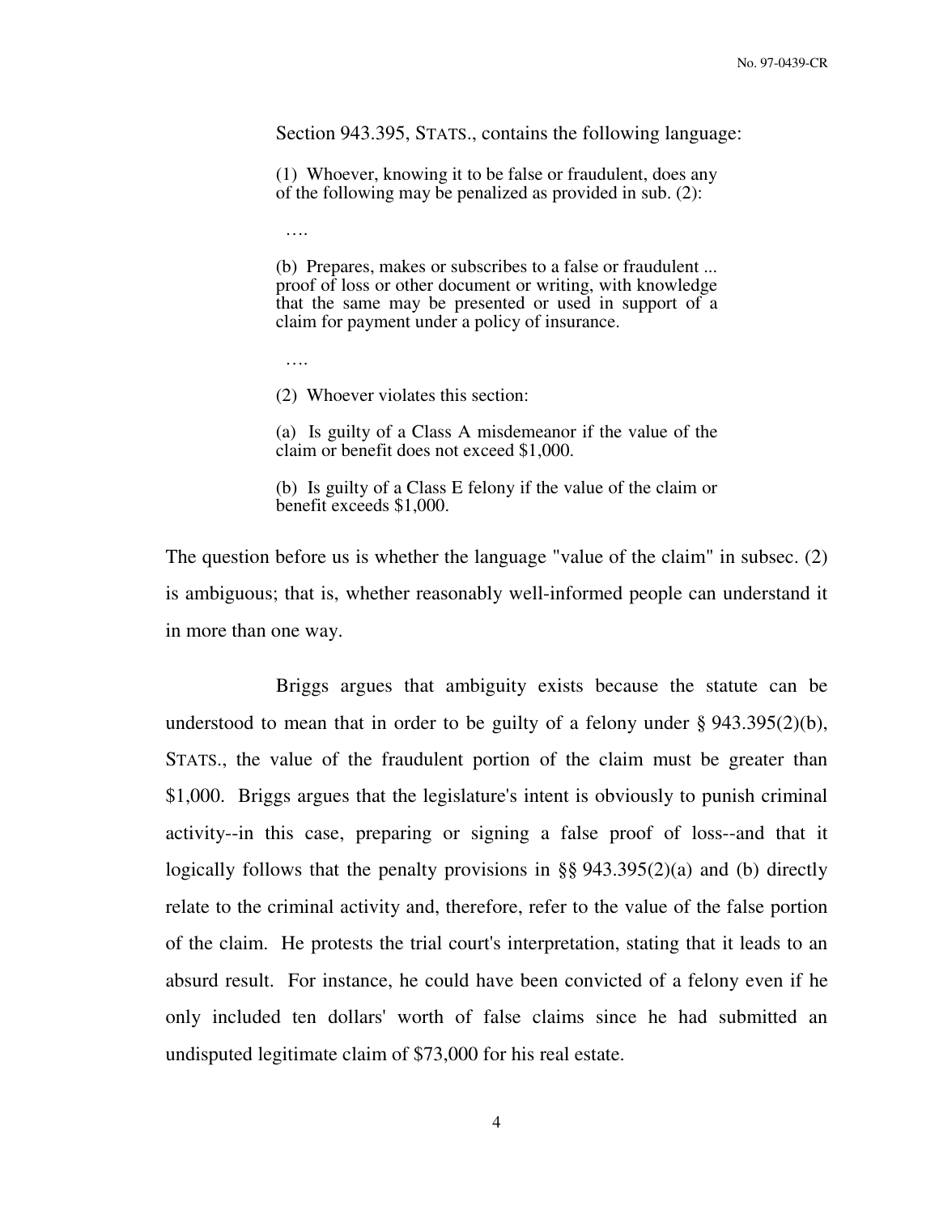Section 943.395, STATS., contains the following language:

> (1) Whoever, knowing it to be false or fraudulent, does any of the following may be penalized as provided in sub. (2):
>
> ….
>
> (b) Prepares, makes or subscribes to a false or fraudulent ... proof of loss or other document or writing, with knowledge that the same may be presented or used in support of a claim for payment under a policy of insurance.
>
> ….
>
> (2) Whoever violates this section:
>
> (a) Is guilty of a Class A misdemeanor if the value of the claim or benefit does not exceed $1,000.
>
> (b) Is guilty of a Class E felony if the value of the claim or benefit exceeds $1,000.

The question before us is whether the language "value of the claim" in subsec. (2) is ambiguous; that is, whether reasonably well-informed people can understand it in more than one way.

Briggs argues that ambiguity exists because the statute can be understood to mean that in order to be guilty of a felony under § 943.395(2)(b), STATS., the value of the fraudulent portion of the claim must be greater than $1,000. Briggs argues that the legislature's intent is obviously to punish criminal activity--in this case, preparing or signing a false proof of loss--and that it logically follows that the penalty provisions in §§ 943.395(2)(a) and (b) directly relate to the criminal activity and, therefore, refer to the value of the false portion of the claim. He protests the trial court's interpretation, stating that it leads to an absurd result. For instance, he could have been convicted of a felony even if he only included ten dollars' worth of false claims since he had submitted an undisputed legitimate claim of $73,000 for his real estate.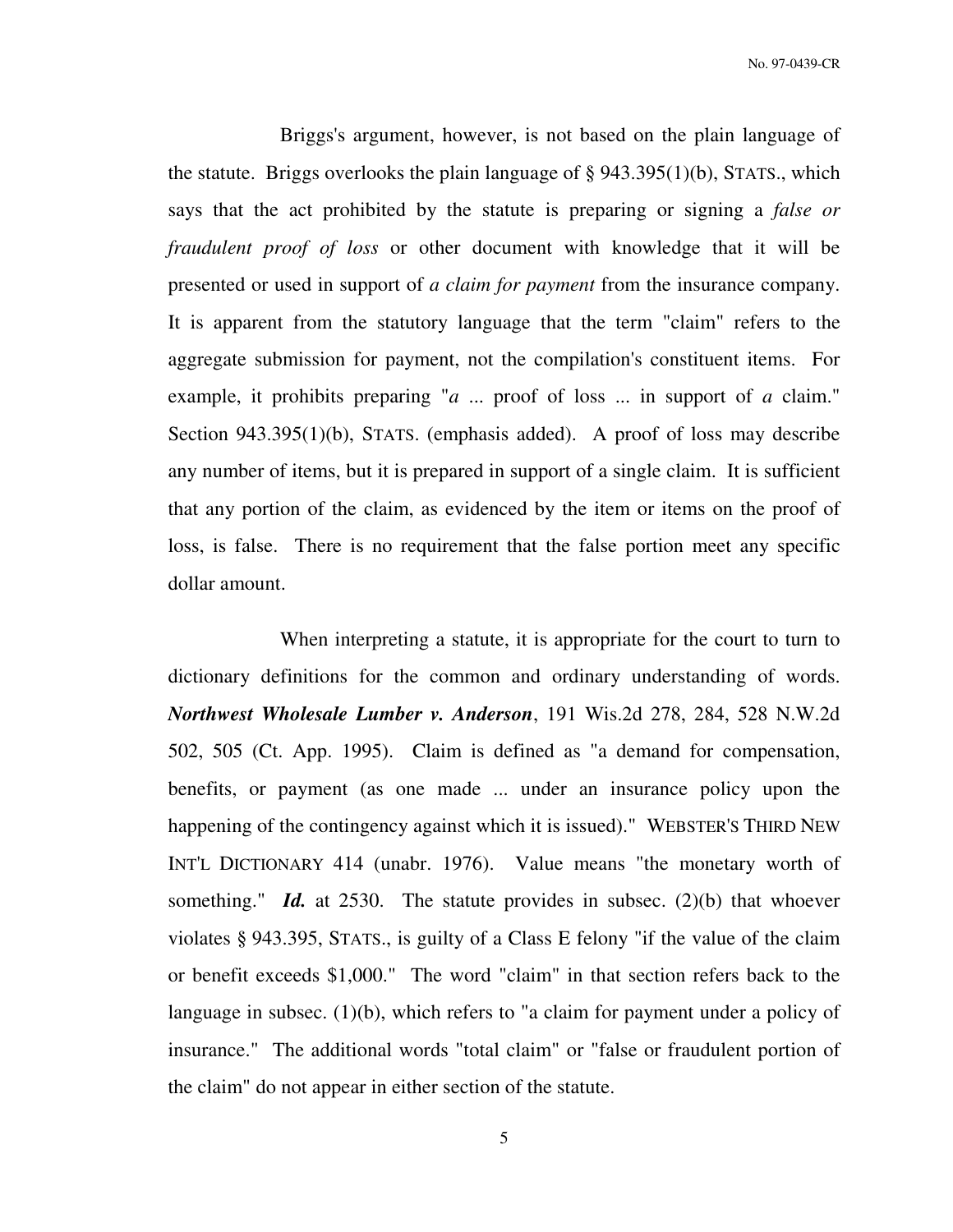Briggs's argument, however, is not based on the plain language of the statute. Briggs overlooks the plain language of § 943.395(1)(b), STATS., which says that the act prohibited by the statute is preparing or signing a *false or fraudulent proof of loss* or other document with knowledge that it will be presented or used in support of *a claim for payment* from the insurance company. It is apparent from the statutory language that the term "claim" refers to the aggregate submission for payment, not the compilation's constituent items. For example, it prohibits preparing "*a* ... proof of loss ... in support of *a* claim." Section 943.395(1)(b), STATS. (emphasis added). A proof of loss may describe any number of items, but it is prepared in support of a single claim. It is sufficient that any portion of the claim, as evidenced by the item or items on the proof of loss, is false. There is no requirement that the false portion meet any specific dollar amount.

When interpreting a statute, it is appropriate for the court to turn to dictionary definitions for the common and ordinary understanding of words. ***Northwest Wholesale Lumber v. Anderson***, 191 Wis.2d 278, 284, 528 N.W.2d 502, 505 (Ct. App. 1995). Claim is defined as "a demand for compensation, benefits, or payment (as one made ... under an insurance policy upon the happening of the contingency against which it is issued)." WEBSTER'S THIRD NEW INT'L DICTIONARY 414 (unabr. 1976). Value means "the monetary worth of something." ***Id.*** at 2530. The statute provides in subsec. (2)(b) that whoever violates § 943.395, STATS., is guilty of a Class E felony "if the value of the claim or benefit exceeds $1,000." The word "claim" in that section refers back to the language in subsec. (1)(b), which refers to "a claim for payment under a policy of insurance." The additional words "total claim" or "false or fraudulent portion of the claim" do not appear in either section of the statute.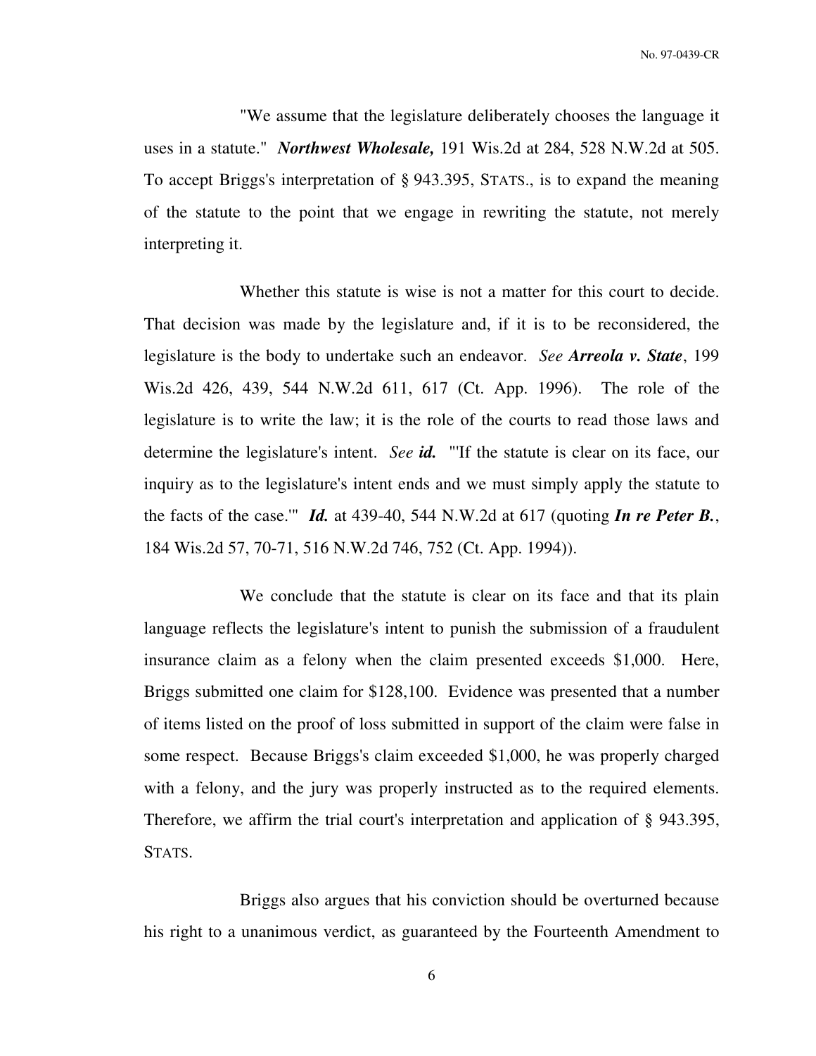"We assume that the legislature deliberately chooses the language it uses in a statute." ***Northwest Wholesale,*** 191 Wis.2d at 284, 528 N.W.2d at 505. To accept Briggs's interpretation of § 943.395, STATS., is to expand the meaning of the statute to the point that we engage in rewriting the statute, not merely interpreting it.

Whether this statute is wise is not a matter for this court to decide. That decision was made by the legislature and, if it is to be reconsidered, the legislature is the body to undertake such an endeavor. *See* ***Arreola v. State***, 199 Wis.2d 426, 439, 544 N.W.2d 611, 617 (Ct. App. 1996). The role of the legislature is to write the law; it is the role of the courts to read those laws and determine the legislature's intent. *See* ***id.*** "'If the statute is clear on its face, our inquiry as to the legislature's intent ends and we must simply apply the statute to the facts of the case.'" ***Id.*** at 439-40, 544 N.W.2d at 617 (quoting ***In re Peter B.***, 184 Wis.2d 57, 70-71, 516 N.W.2d 746, 752 (Ct. App. 1994)).

We conclude that the statute is clear on its face and that its plain language reflects the legislature's intent to punish the submission of a fraudulent insurance claim as a felony when the claim presented exceeds $1,000. Here, Briggs submitted one claim for $128,100. Evidence was presented that a number of items listed on the proof of loss submitted in support of the claim were false in some respect. Because Briggs's claim exceeded $1,000, he was properly charged with a felony, and the jury was properly instructed as to the required elements. Therefore, we affirm the trial court's interpretation and application of § 943.395, STATS.

Briggs also argues that his conviction should be overturned because his right to a unanimous verdict, as guaranteed by the Fourteenth Amendment to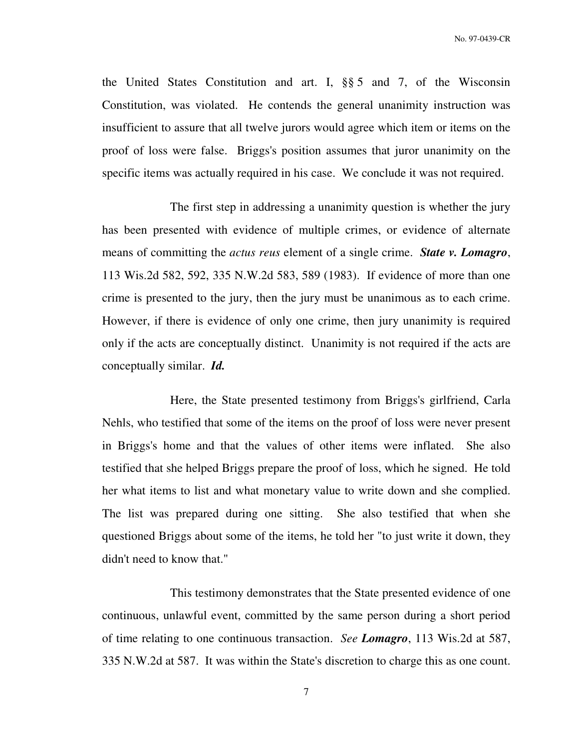the United States Constitution and art. I, §§ 5 and 7, of the Wisconsin Constitution, was violated. He contends the general unanimity instruction was insufficient to assure that all twelve jurors would agree which item or items on the proof of loss were false. Briggs's position assumes that juror unanimity on the specific items was actually required in his case. We conclude it was not required.

The first step in addressing a unanimity question is whether the jury has been presented with evidence of multiple crimes, or evidence of alternate means of committing the *actus reus* element of a single crime. ***State v. Lomagro***, 113 Wis.2d 582, 592, 335 N.W.2d 583, 589 (1983). If evidence of more than one crime is presented to the jury, then the jury must be unanimous as to each crime. However, if there is evidence of only one crime, then jury unanimity is required only if the acts are conceptually distinct. Unanimity is not required if the acts are conceptually similar. ***Id.***

Here, the State presented testimony from Briggs's girlfriend, Carla Nehls, who testified that some of the items on the proof of loss were never present in Briggs's home and that the values of other items were inflated. She also testified that she helped Briggs prepare the proof of loss, which he signed. He told her what items to list and what monetary value to write down and she complied. The list was prepared during one sitting. She also testified that when she questioned Briggs about some of the items, he told her "to just write it down, they didn't need to know that."

This testimony demonstrates that the State presented evidence of one continuous, unlawful event, committed by the same person during a short period of time relating to one continuous transaction. *See **Lomagro***, 113 Wis.2d at 587, 335 N.W.2d at 587. It was within the State's discretion to charge this as one count.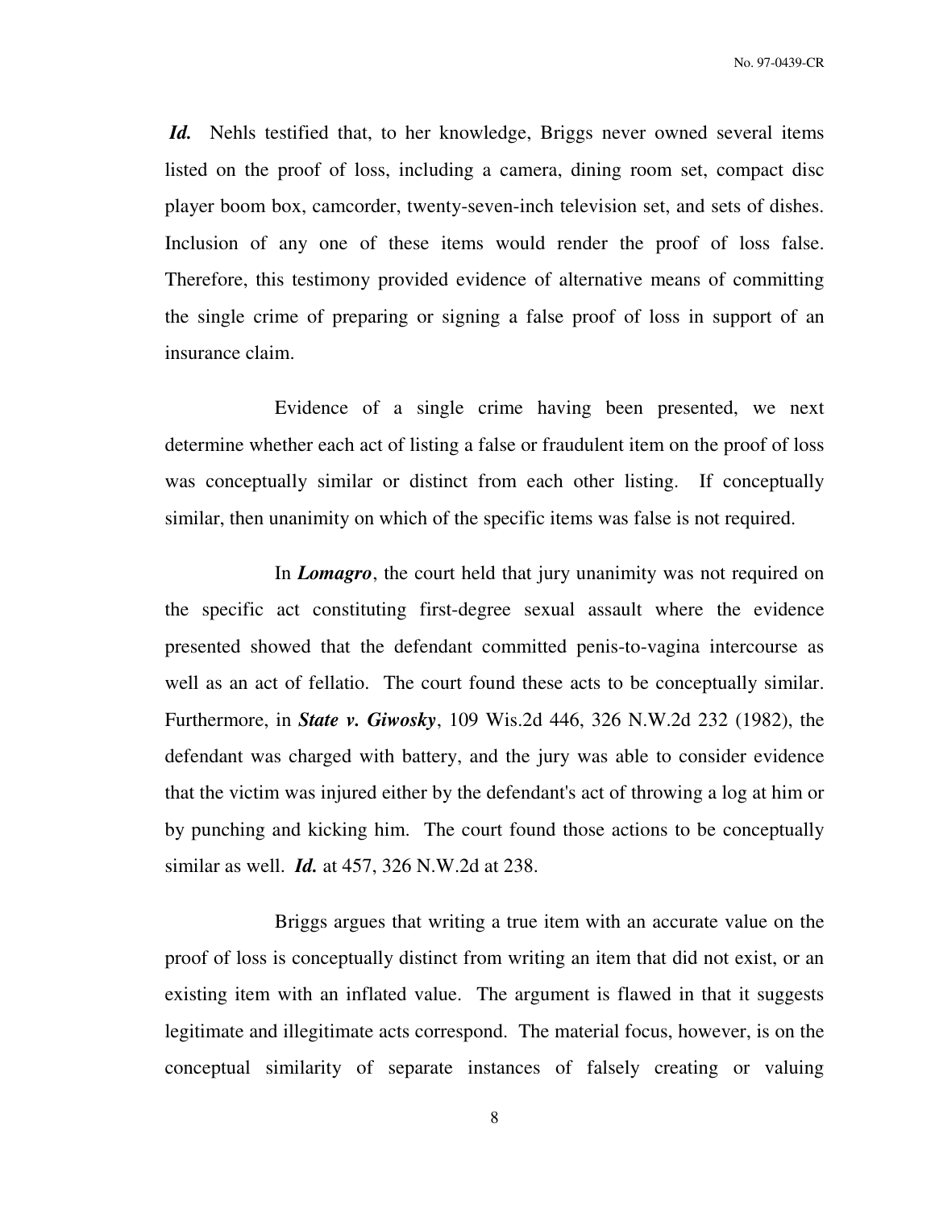***Id.*** Nehls testified that, to her knowledge, Briggs never owned several items listed on the proof of loss, including a camera, dining room set, compact disc player boom box, camcorder, twenty-seven-inch television set, and sets of dishes. Inclusion of any one of these items would render the proof of loss false. Therefore, this testimony provided evidence of alternative means of committing the single crime of preparing or signing a false proof of loss in support of an insurance claim.

Evidence of a single crime having been presented, we next determine whether each act of listing a false or fraudulent item on the proof of loss was conceptually similar or distinct from each other listing. If conceptually similar, then unanimity on which of the specific items was false is not required.

In ***Lomagro***, the court held that jury unanimity was not required on the specific act constituting first-degree sexual assault where the evidence presented showed that the defendant committed penis-to-vagina intercourse as well as an act of fellatio. The court found these acts to be conceptually similar. Furthermore, in ***State v. Giwosky***, 109 Wis.2d 446, 326 N.W.2d 232 (1982), the defendant was charged with battery, and the jury was able to consider evidence that the victim was injured either by the defendant's act of throwing a log at him or by punching and kicking him. The court found those actions to be conceptually similar as well. ***Id.*** at 457, 326 N.W.2d at 238.

Briggs argues that writing a true item with an accurate value on the proof of loss is conceptually distinct from writing an item that did not exist, or an existing item with an inflated value. The argument is flawed in that it suggests legitimate and illegitimate acts correspond. The material focus, however, is on the conceptual similarity of separate instances of falsely creating or valuing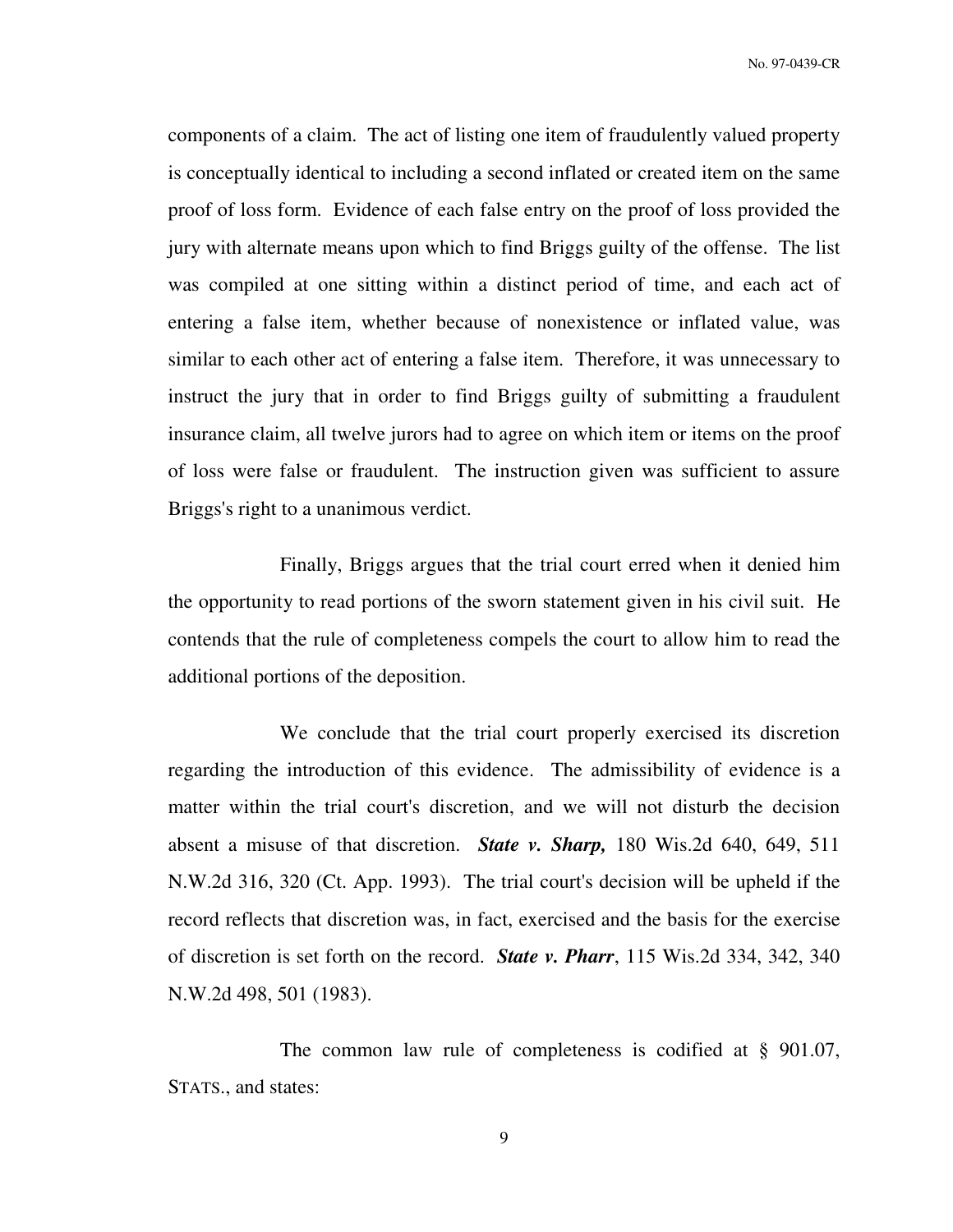components of a claim. The act of listing one item of fraudulently valued property is conceptually identical to including a second inflated or created item on the same proof of loss form. Evidence of each false entry on the proof of loss provided the jury with alternate means upon which to find Briggs guilty of the offense. The list was compiled at one sitting within a distinct period of time, and each act of entering a false item, whether because of nonexistence or inflated value, was similar to each other act of entering a false item. Therefore, it was unnecessary to instruct the jury that in order to find Briggs guilty of submitting a fraudulent insurance claim, all twelve jurors had to agree on which item or items on the proof of loss were false or fraudulent. The instruction given was sufficient to assure Briggs's right to a unanimous verdict.

Finally, Briggs argues that the trial court erred when it denied him the opportunity to read portions of the sworn statement given in his civil suit. He contends that the rule of completeness compels the court to allow him to read the additional portions of the deposition.

We conclude that the trial court properly exercised its discretion regarding the introduction of this evidence. The admissibility of evidence is a matter within the trial court's discretion, and we will not disturb the decision absent a misuse of that discretion. ***State v. Sharp,*** 180 Wis.2d 640, 649, 511 N.W.2d 316, 320 (Ct. App. 1993). The trial court's decision will be upheld if the record reflects that discretion was, in fact, exercised and the basis for the exercise of discretion is set forth on the record. ***State v. Pharr***, 115 Wis.2d 334, 342, 340 N.W.2d 498, 501 (1983).

The common law rule of completeness is codified at § 901.07, STATS., and states: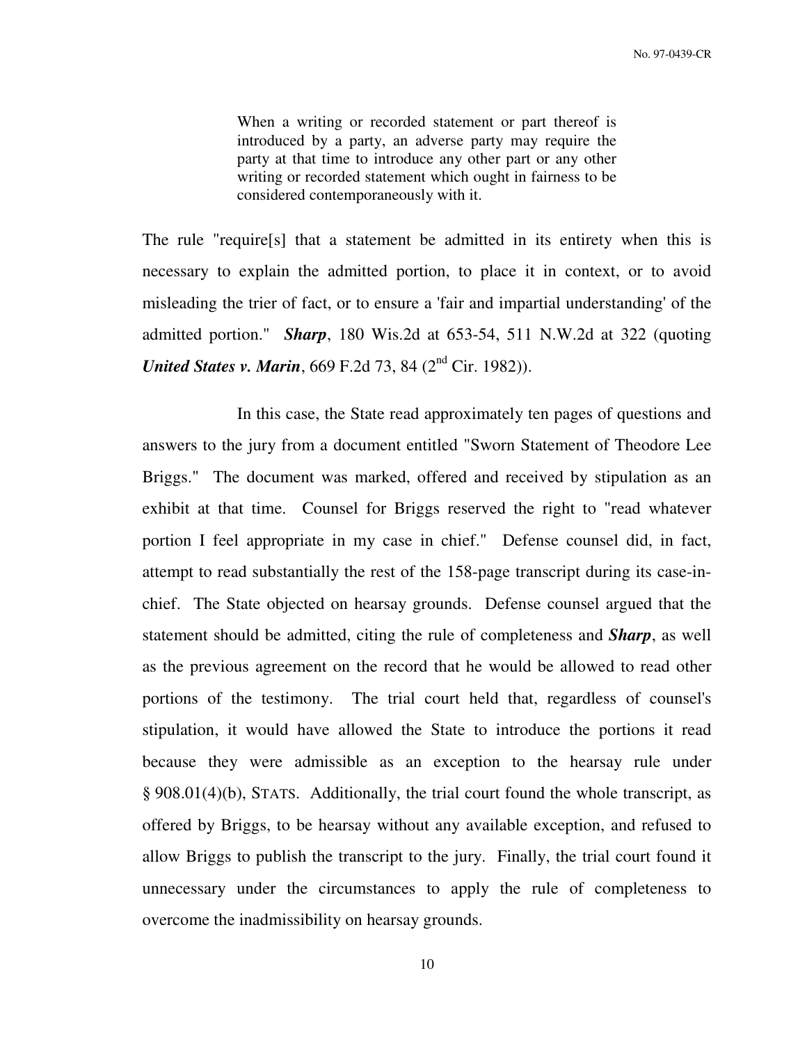> When a writing or recorded statement or part thereof is introduced by a party, an adverse party may require the party at that time to introduce any other part or any other writing or recorded statement which ought in fairness to be considered contemporaneously with it.

The rule "require[s] that a statement be admitted in its entirety when this is necessary to explain the admitted portion, to place it in context, or to avoid misleading the trier of fact, or to ensure a 'fair and impartial understanding' of the admitted portion." ***Sharp***, 180 Wis.2d at 653-54, 511 N.W.2d at 322 (quoting ***United States v. Marin***, 669 F.2d 73, 84 (2nd Cir. 1982)).

In this case, the State read approximately ten pages of questions and answers to the jury from a document entitled "Sworn Statement of Theodore Lee Briggs." The document was marked, offered and received by stipulation as an exhibit at that time. Counsel for Briggs reserved the right to "read whatever portion I feel appropriate in my case in chief." Defense counsel did, in fact, attempt to read substantially the rest of the 158-page transcript during its case-in-chief. The State objected on hearsay grounds. Defense counsel argued that the statement should be admitted, citing the rule of completeness and ***Sharp***, as well as the previous agreement on the record that he would be allowed to read other portions of the testimony. The trial court held that, regardless of counsel's stipulation, it would have allowed the State to introduce the portions it read because they were admissible as an exception to the hearsay rule under § 908.01(4)(b), STATS. Additionally, the trial court found the whole transcript, as offered by Briggs, to be hearsay without any available exception, and refused to allow Briggs to publish the transcript to the jury. Finally, the trial court found it unnecessary under the circumstances to apply the rule of completeness to overcome the inadmissibility on hearsay grounds.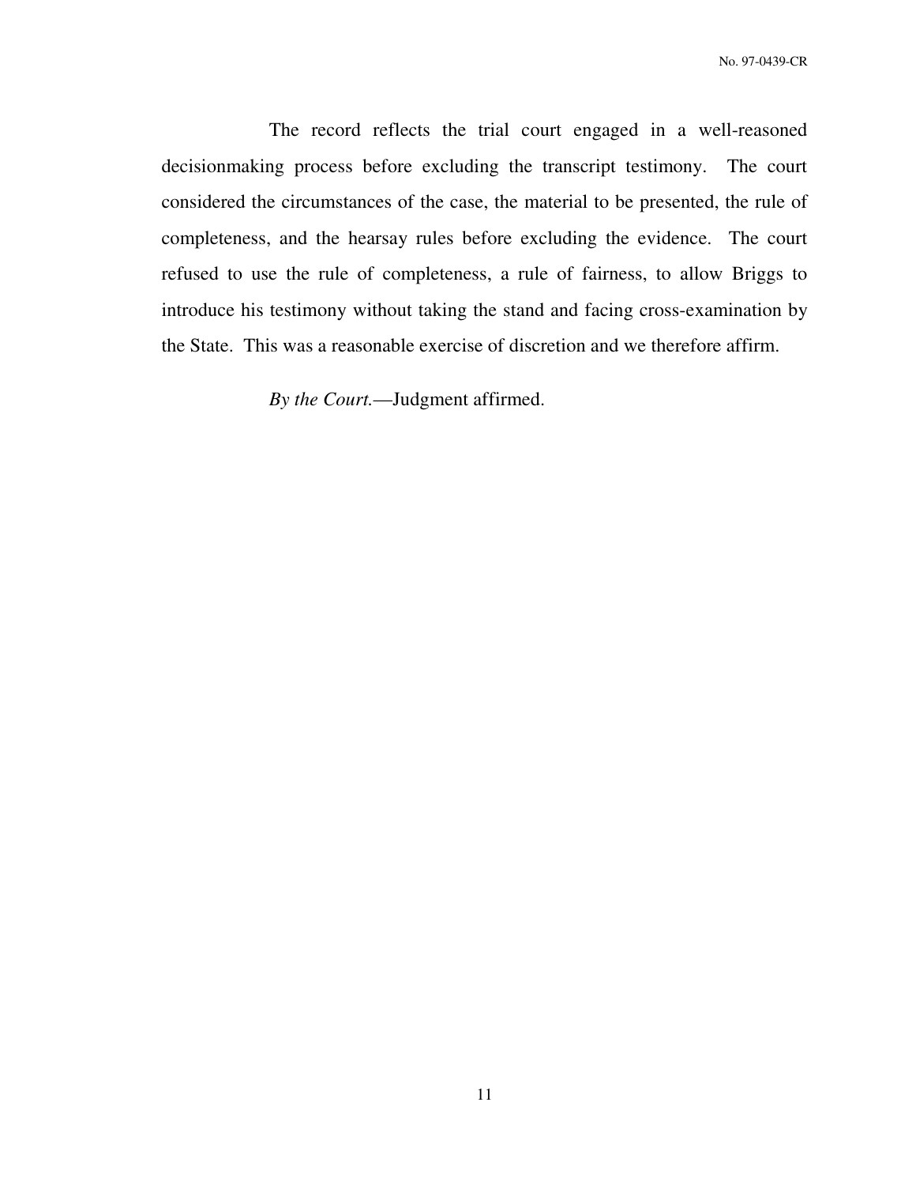The record reflects the trial court engaged in a well-reasoned decisionmaking process before excluding the transcript testimony. The court considered the circumstances of the case, the material to be presented, the rule of completeness, and the hearsay rules before excluding the evidence. The court refused to use the rule of completeness, a rule of fairness, to allow Briggs to introduce his testimony without taking the stand and facing cross-examination by the State. This was a reasonable exercise of discretion and we therefore affirm.

*By the Court.*—Judgment affirmed.